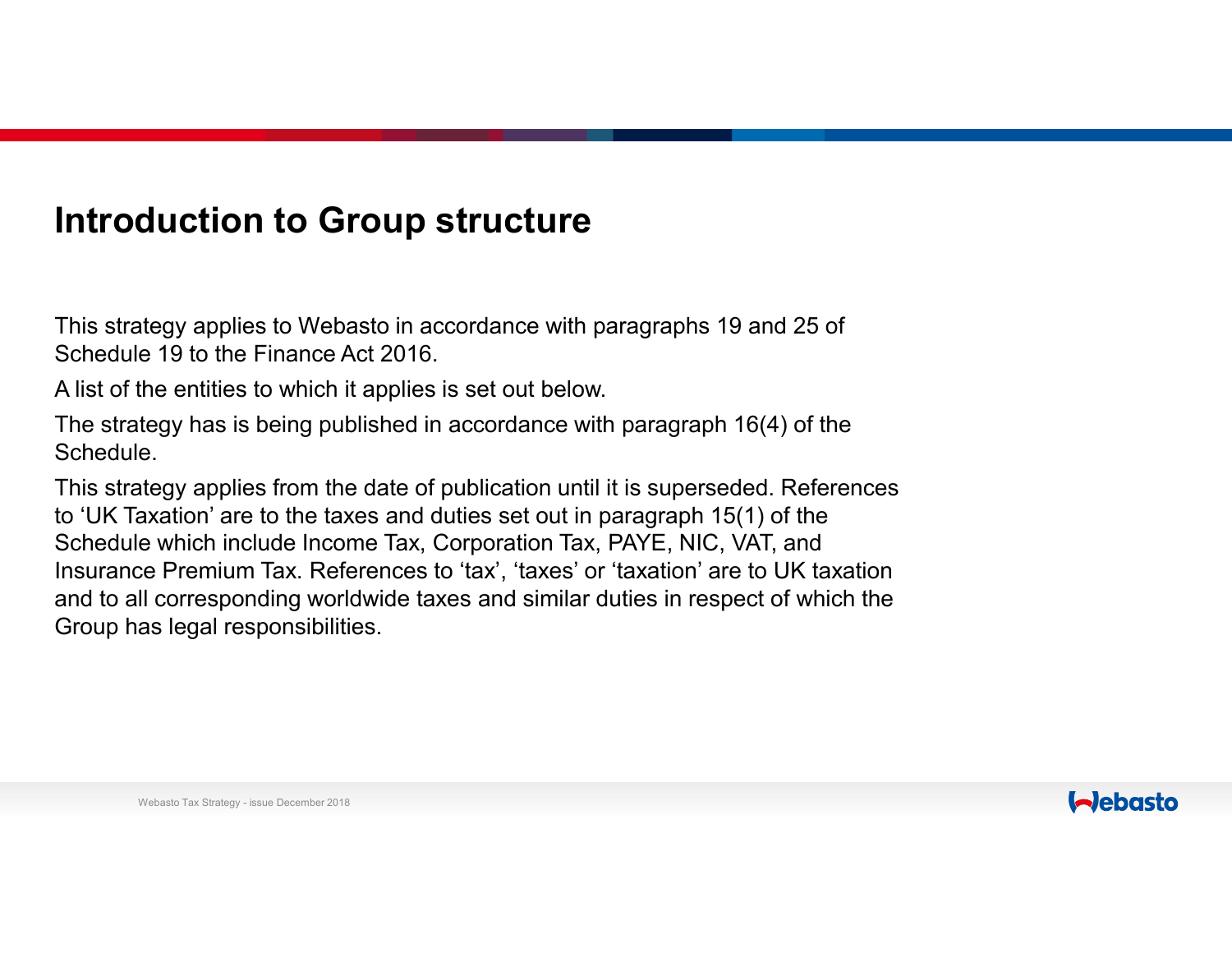# Introduction to Group structure

This strategy applies to Webasto in accordance with paragraphs 19 and 25 of Schedule 19 to the Finance Act 2016.

A list of the entities to which it applies is set out below.

The strategy has is being published in accordance with paragraph 16(4) of the Schedule.

This strategy applies from the date of publication until it is superseded. References to 'UK Taxation' are to the taxes and duties set out in paragraph 15(1) of the Schedule which include Income Tax, Corporation Tax, PAYE, NIC, VAT, and Insurance Premium Tax. References to 'tax', 'taxes' or 'taxation' are to UK taxation and to all corresponding worldwide taxes and similar duties in respect of which the Group has legal responsibilities.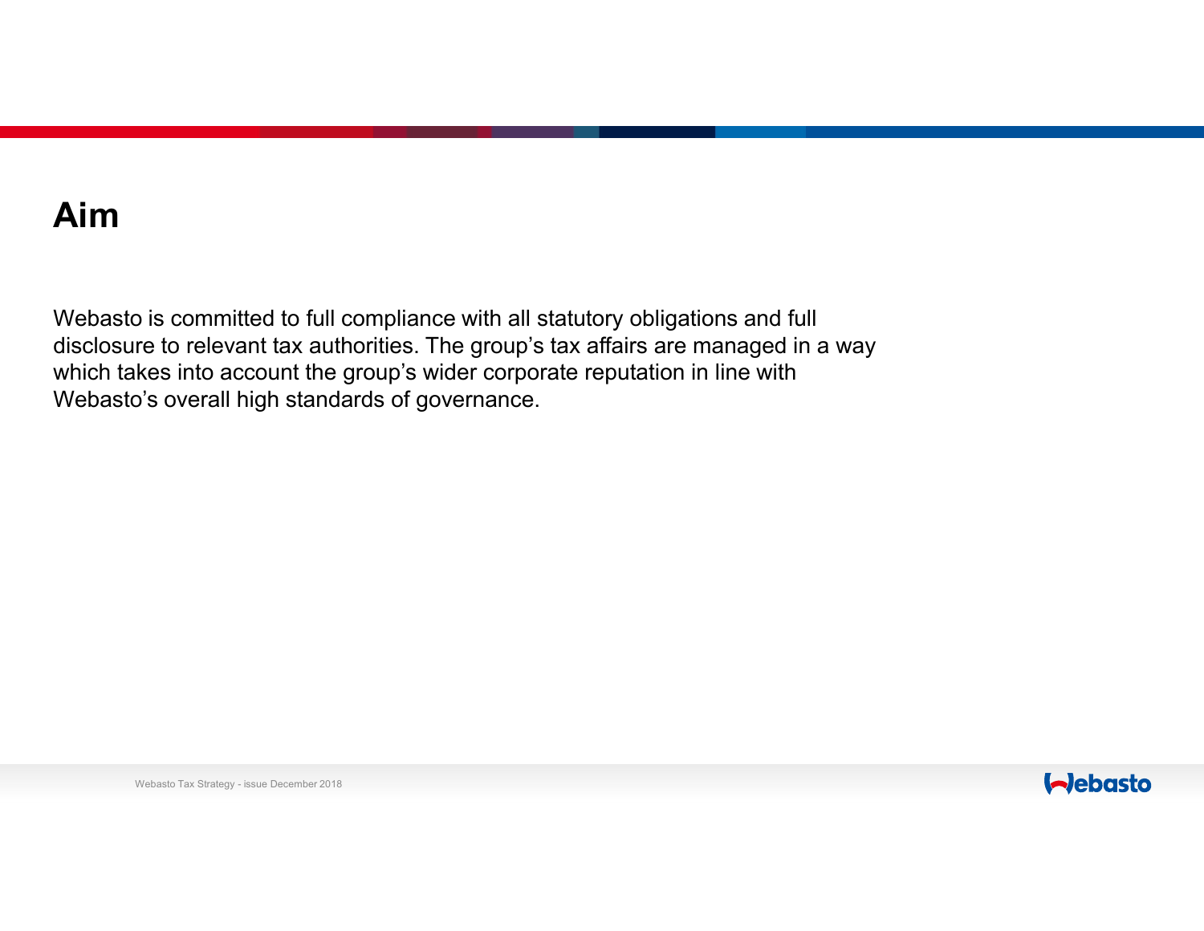## Aim

Webasto is committed to full compliance with all statutory obligations and full disclosure to relevant tax authorities. The group’s tax affairs are managed in a way which takes into account the group’s wider corporate reputation in line with Webasto’s overall high standards of governance.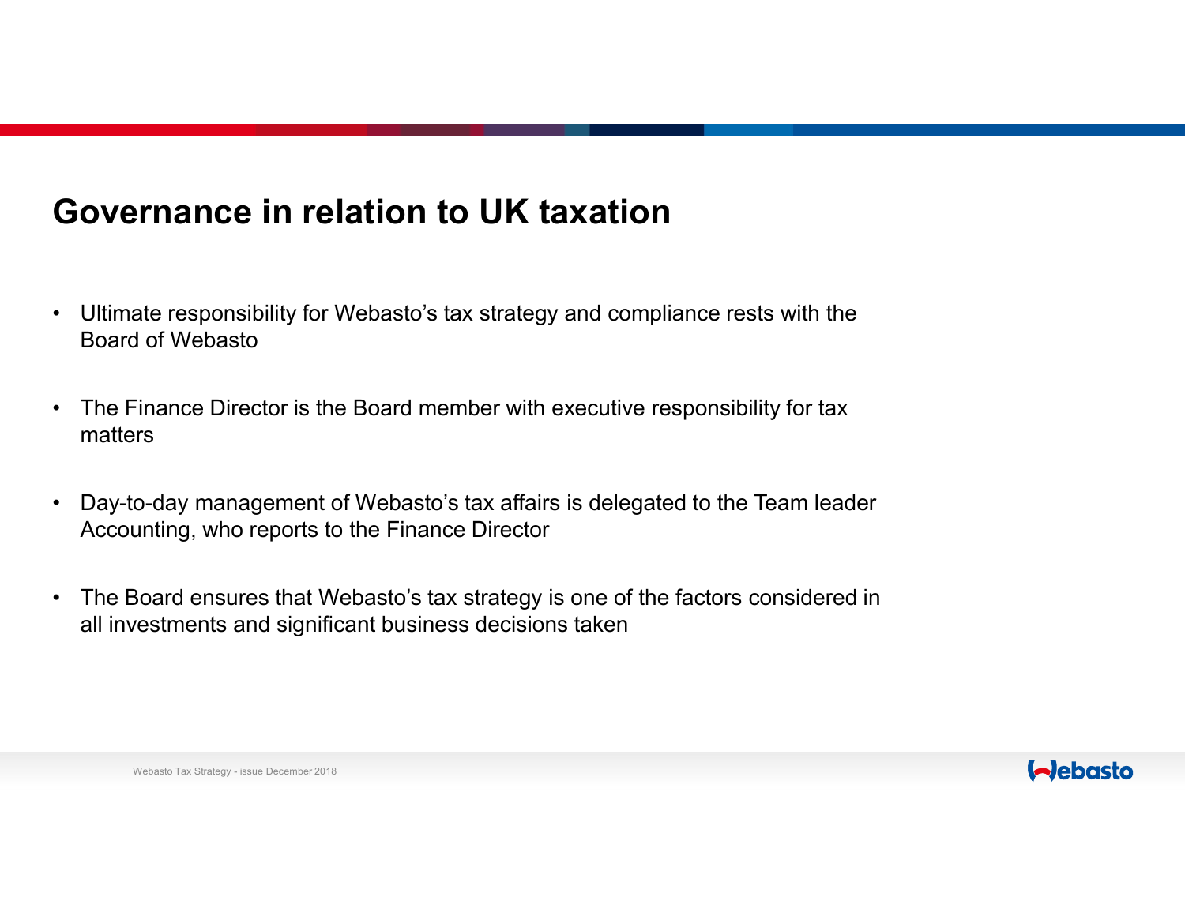# Governance in relation to UK taxation

- Ultimate responsibility for Webasto’s tax strategy and compliance rests with the Board of Webasto
- The Finance Director is the Board member with executive responsibility for tax matters
- Day-to-day management of Webasto’s tax affairs is delegated to the Team leader Accounting, who reports to the Finance Director
- The Board ensures that Webasto’s tax strategy is one of the factors considered in all investments and significant business decisions taken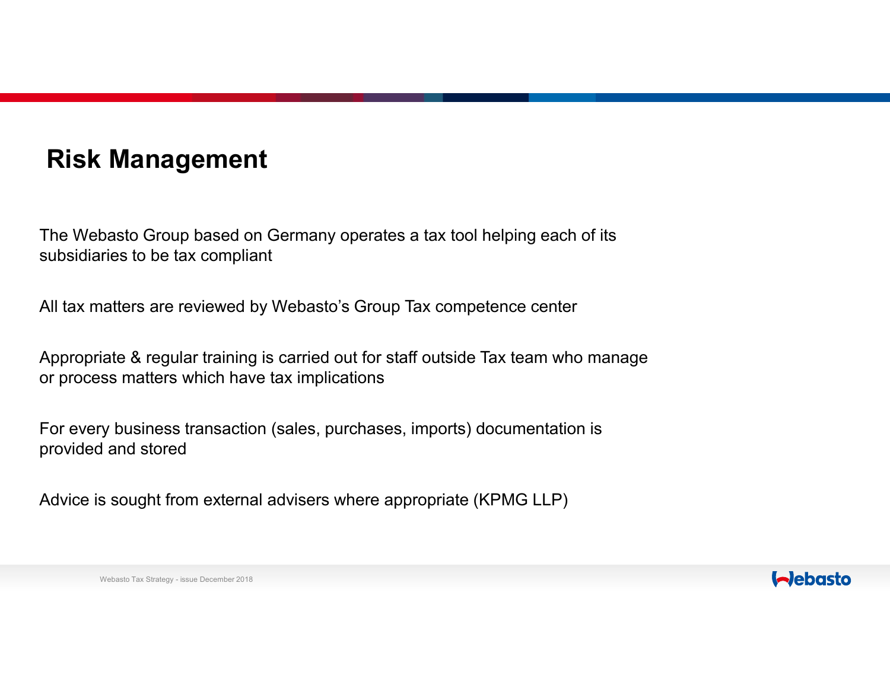# Risk Management

The Webasto Group based on Germany operates a tax tool helping each of its subsidiaries to be tax compliant

All tax matters are reviewed by Webasto's Group Tax competence center

Appropriate & regular training is carried out for staff outside Tax team who manage or process matters which have tax implications

For every business transaction (sales, purchases, imports) documentation is provided and stored

Advice is sought from external advisers where appropriate (KPMG LLP)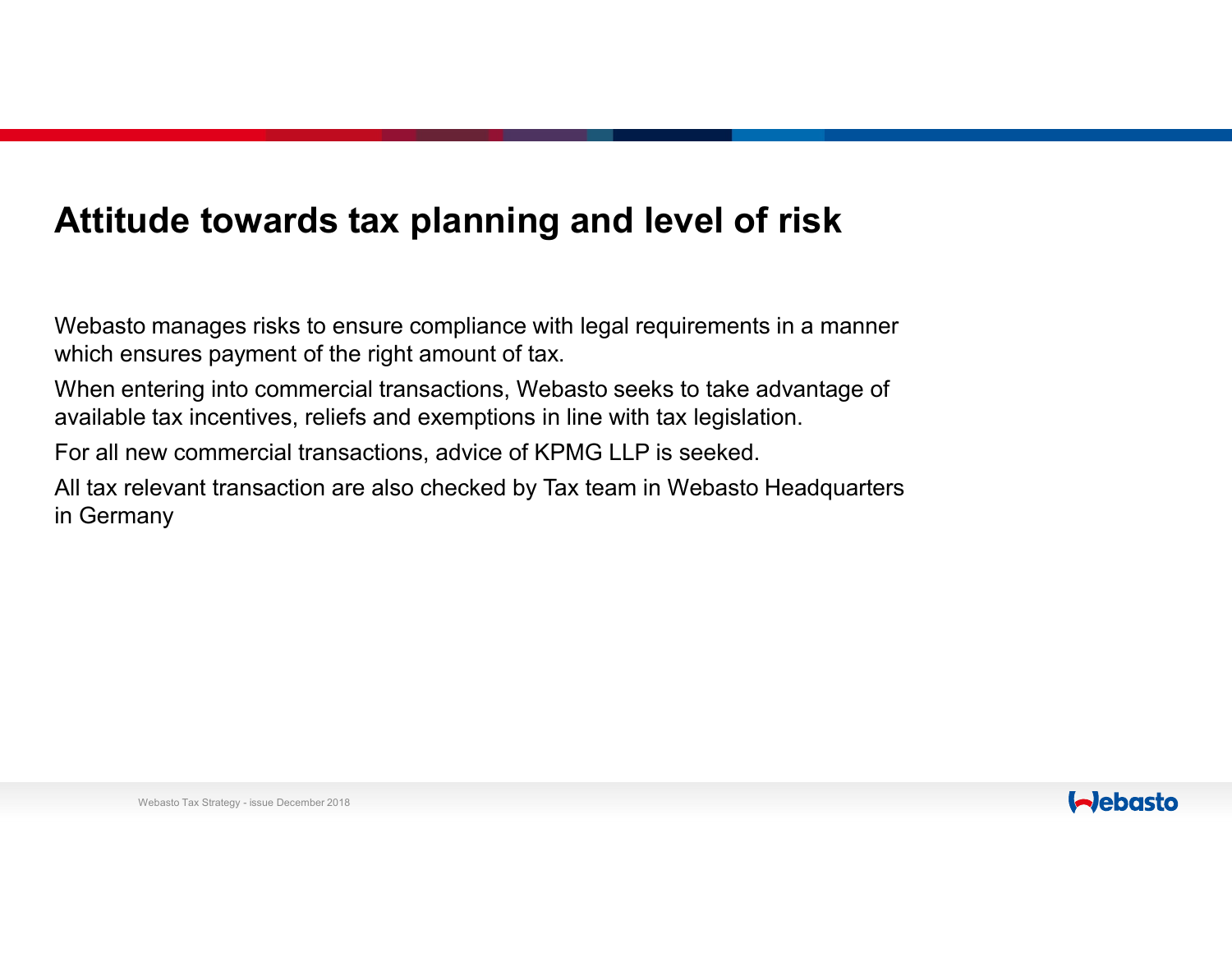# Attitude towards tax planning and level of risk

Webasto manages risks to ensure compliance with legal requirements in a manner which ensures payment of the right amount of tax.

When entering into commercial transactions, Webasto seeks to take advantage of available tax incentives, reliefs and exemptions in line with tax legislation.

For all new commercial transactions, advice of KPMG LLP is seeked.

All tax relevant transaction are also checked by Tax team in Webasto Headquarters in Germany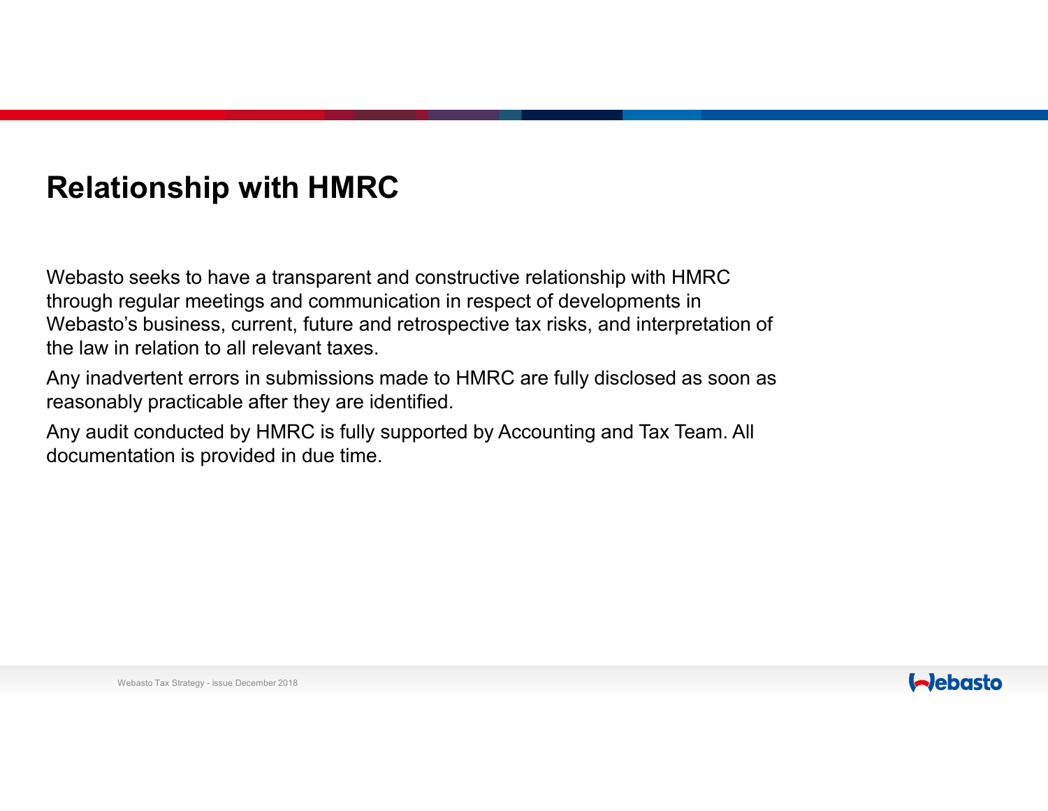## Relationship with HMRC

Webasto seeks to have a transparent and constructive relationship with HMRC through regular meetings and communication in respect of developments in Webasto's business, current, future and retrospective tax risks, and interpretation of the law in relation to all relevant taxes.

Any inadvertent errors in submissions made to HMRC are fully disclosed as soon as reasonably practicable after they are identified.

Any audit conducted by HMRC is fully supported by Accounting and Tax Team. All documentation is provided in due time.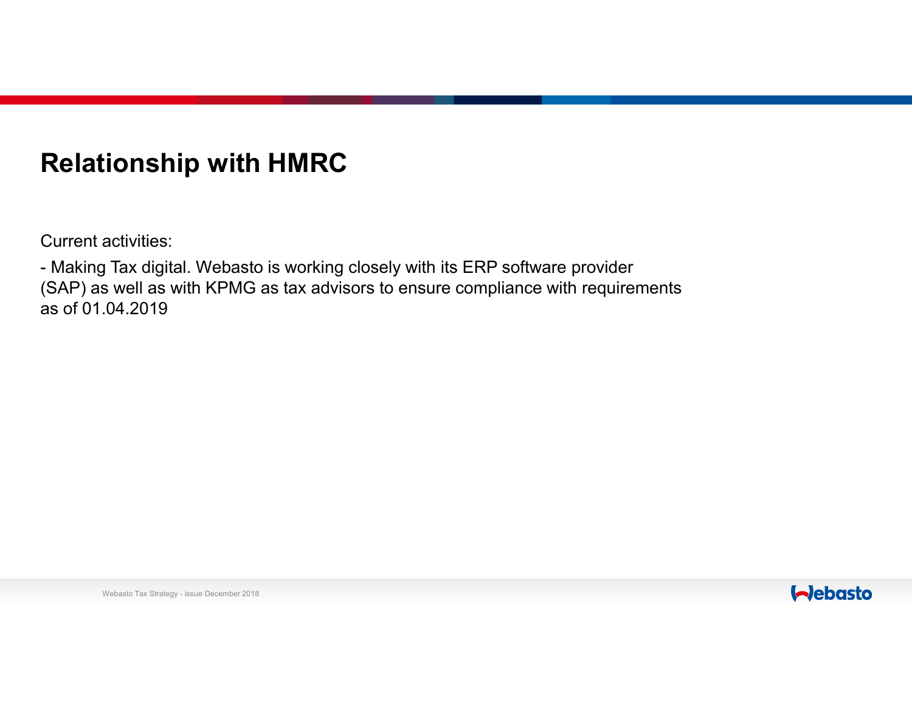# Relationship with HMRC

Current activities:

- Making Tax digital. Webasto is working closely with its ERP software provider (SAP) as well as with KPMG as tax advisors to ensure compliance with requirements as of 01.04.2019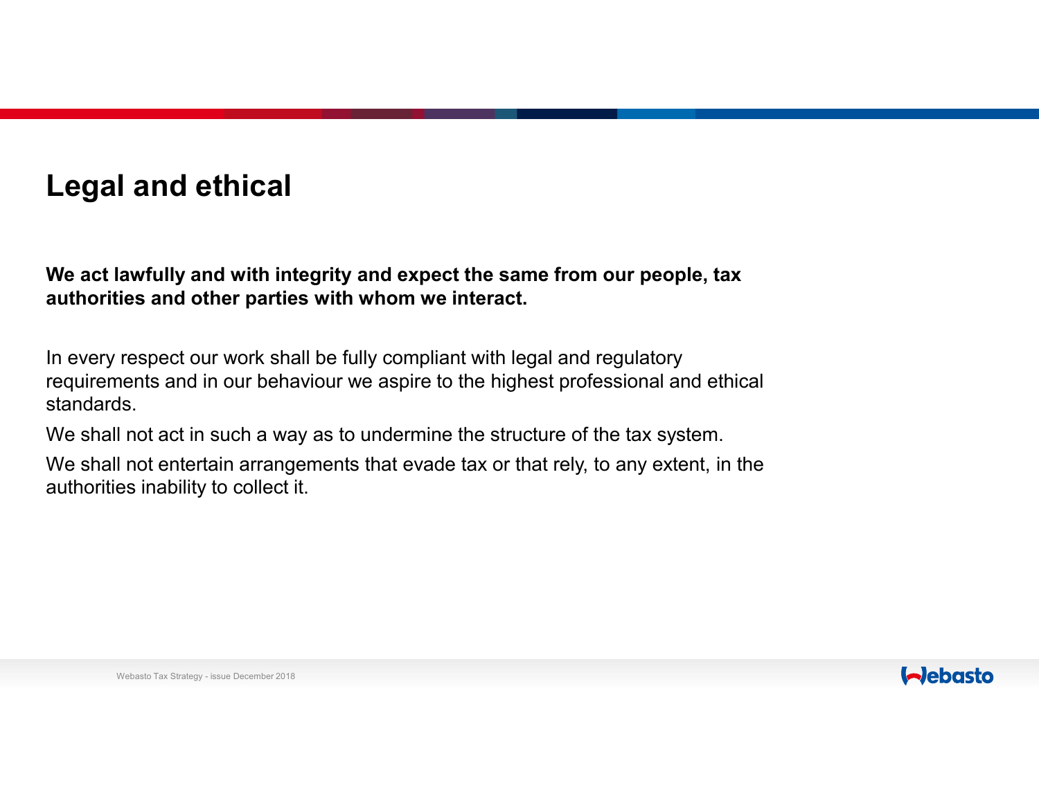# Legal and ethical

**We act lawfully and with integrity and expect the same from our people, tax authorities and other parties with whom we interact.**

In every respect our work shall be fully compliant with legal and regulatory requirements and in our behaviour we aspire to the highest professional and ethical standards.

We shall not act in such a way as to undermine the structure of the tax system.

We shall not entertain arrangements that evade tax or that rely, to any extent, in the authorities inability to collect it.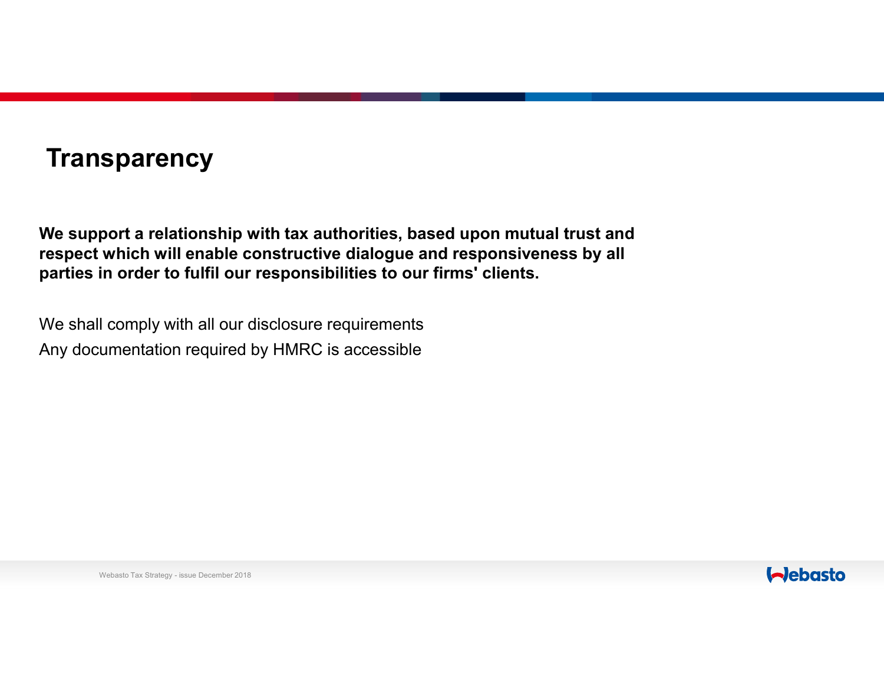# Transparency

**We support a relationship with tax authorities, based upon mutual trust and respect which will enable constructive dialogue and responsiveness by all parties in order to fulfil our responsibilities to our firms' clients.**

We shall comply with all our disclosure requirements

Any documentation required by HMRC is accessible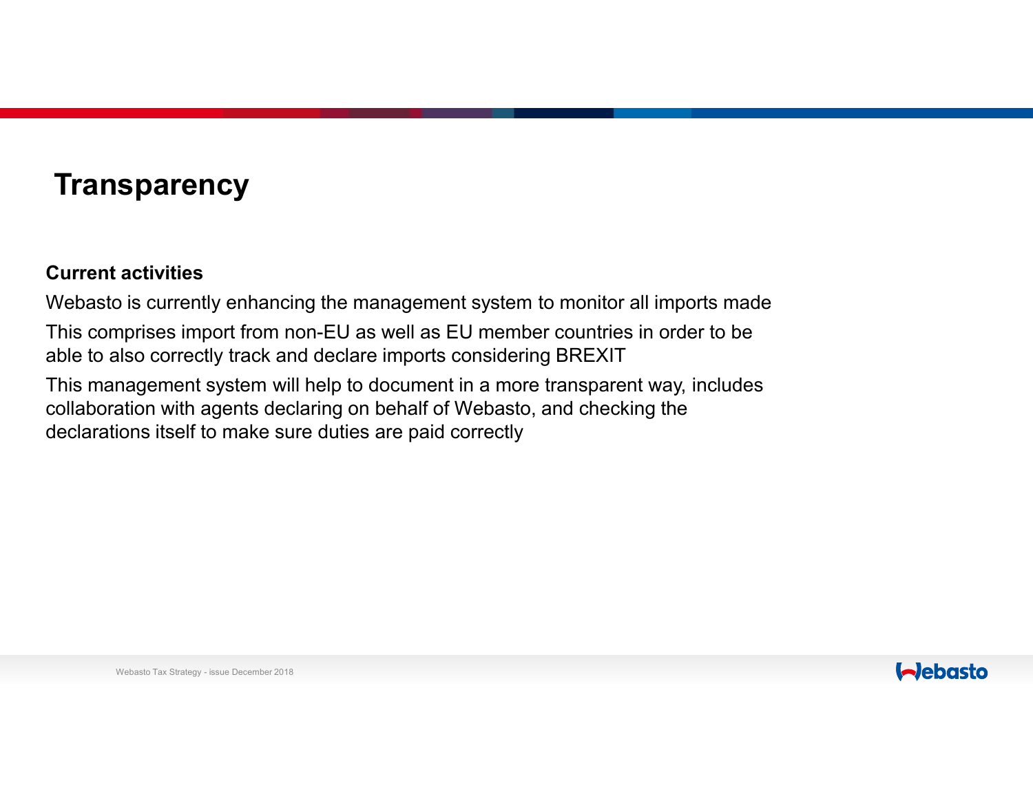# Transparency

**Current activities**

Webasto is currently enhancing the management system to monitor all imports made

This comprises import from non-EU as well as EU member countries in order to be able to also correctly track and declare imports considering BREXIT

This management system will help to document in a more transparent way, includes collaboration with agents declaring on behalf of Webasto, and checking the declarations itself to make sure duties are paid correctly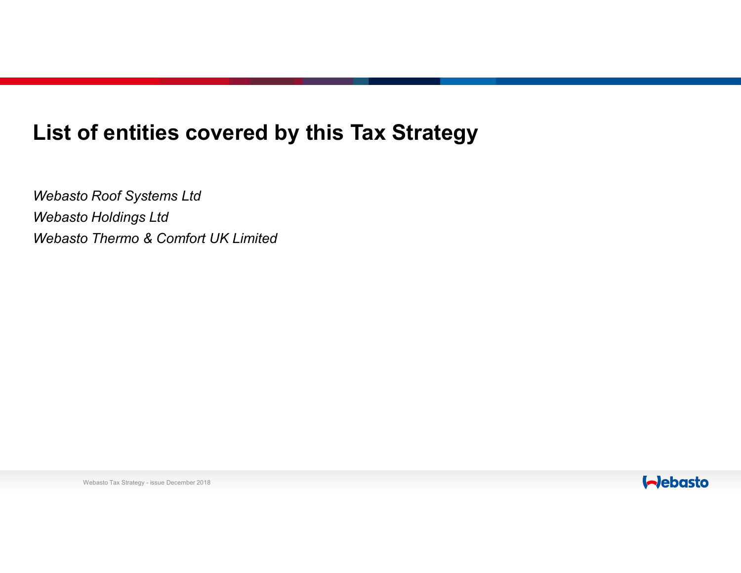# List of entities covered by this Tax Strategy

*Webasto Roof Systems Ltd*
*Webasto Holdings Ltd*
*Webasto Thermo & Comfort UK Limited*